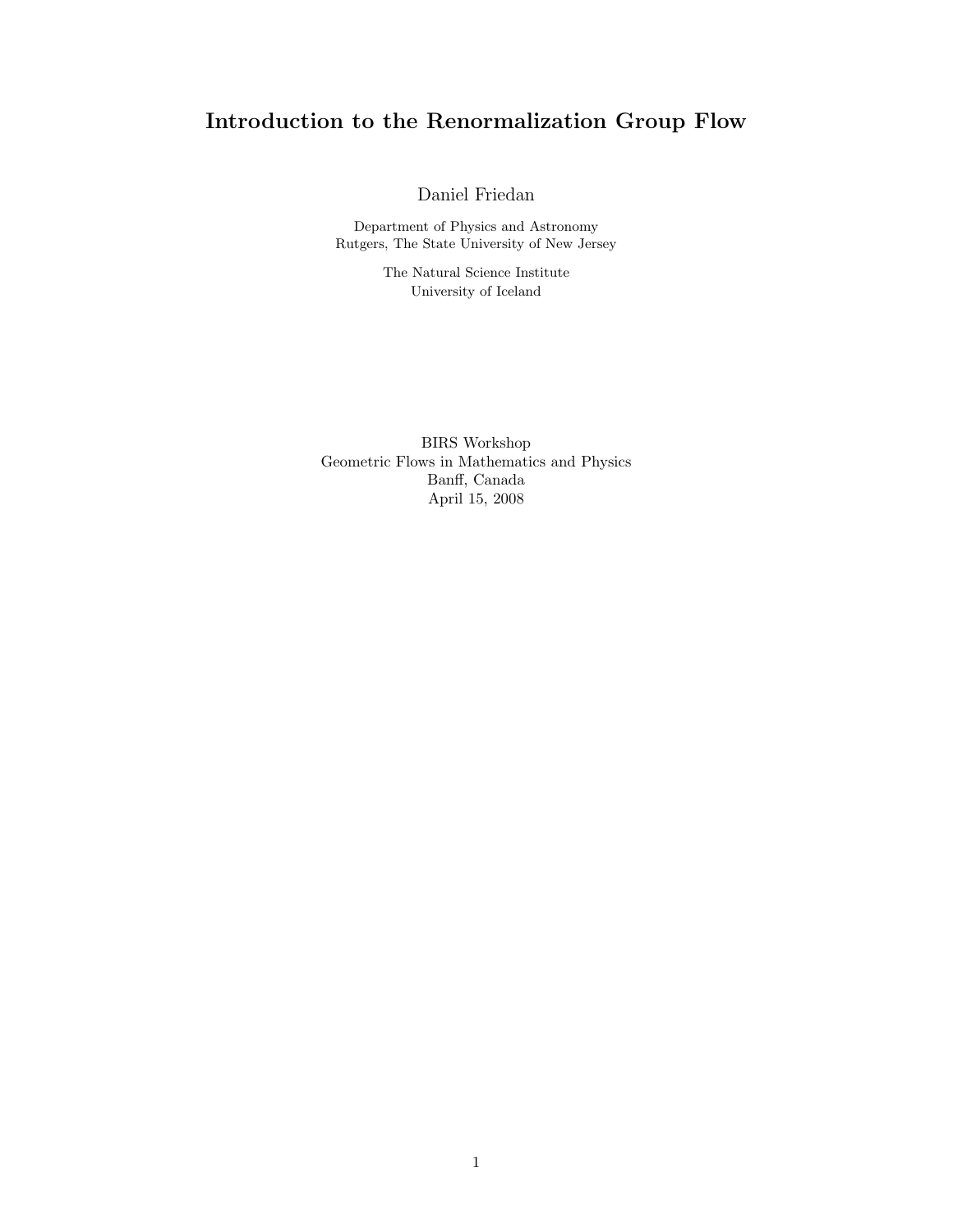# Introduction to the Renormalization Group Flow

Daniel Friedan

Department of Physics and Astronomy
Rutgers, The State University of New Jersey

The Natural Science Institute
University of Iceland

BIRS Workshop
Geometric Flows in Mathematics and Physics
Banff, Canada
April 15, 2008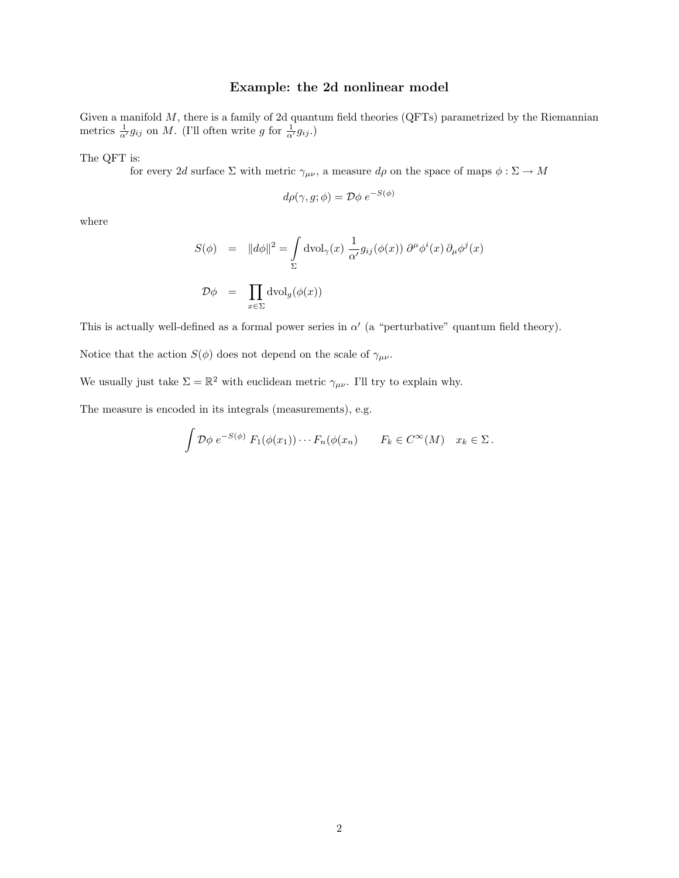## Example: the 2d nonlinear model

Given a manifold $M$, there is a family of 2d quantum field theories (QFTs) parametrized by the Riemannian metrics $\frac{1}{\alpha'}g_{ij}$ on $M$. (I'll often write $g$ for $\frac{1}{\alpha'}g_{ij}$.)

The QFT is:

for every $2d$ surface $\Sigma$ with metric $\gamma_{\mu\nu}$, a measure $d\rho$ on the space of maps $\phi : \Sigma \to M$

$$d\rho(\gamma, g; \phi) = \mathcal{D}\phi \; e^{-S(\phi)}$$

where

$$S(\phi) \;=\; \|d\phi\|^2 = \int\limits_{\Sigma} \mathrm{dvol}_\gamma(x) \; \frac{1}{\alpha'} g_{ij}(\phi(x)) \, \partial^\mu \phi^i(x) \, \partial_\mu \phi^j(x)$$

$$\mathcal{D}\phi \;=\; \prod_{x \in \Sigma} \mathrm{dvol}_g(\phi(x))$$

This is actually well-defined as a formal power series in $\alpha'$ (a "perturbative" quantum field theory).

Notice that the action $S(\phi)$ does not depend on the scale of $\gamma_{\mu\nu}$.

We usually just take $\Sigma = \mathbb{R}^2$ with euclidean metric $\gamma_{\mu\nu}$. I'll try to explain why.

The measure is encoded in its integrals (measurements), e.g.

$$\int \mathcal{D}\phi \; e^{-S(\phi)} \; F_1(\phi(x_1)) \cdots F_n(\phi(x_n) \qquad F_k \in C^\infty(M) \quad x_k \in \Sigma \,.$$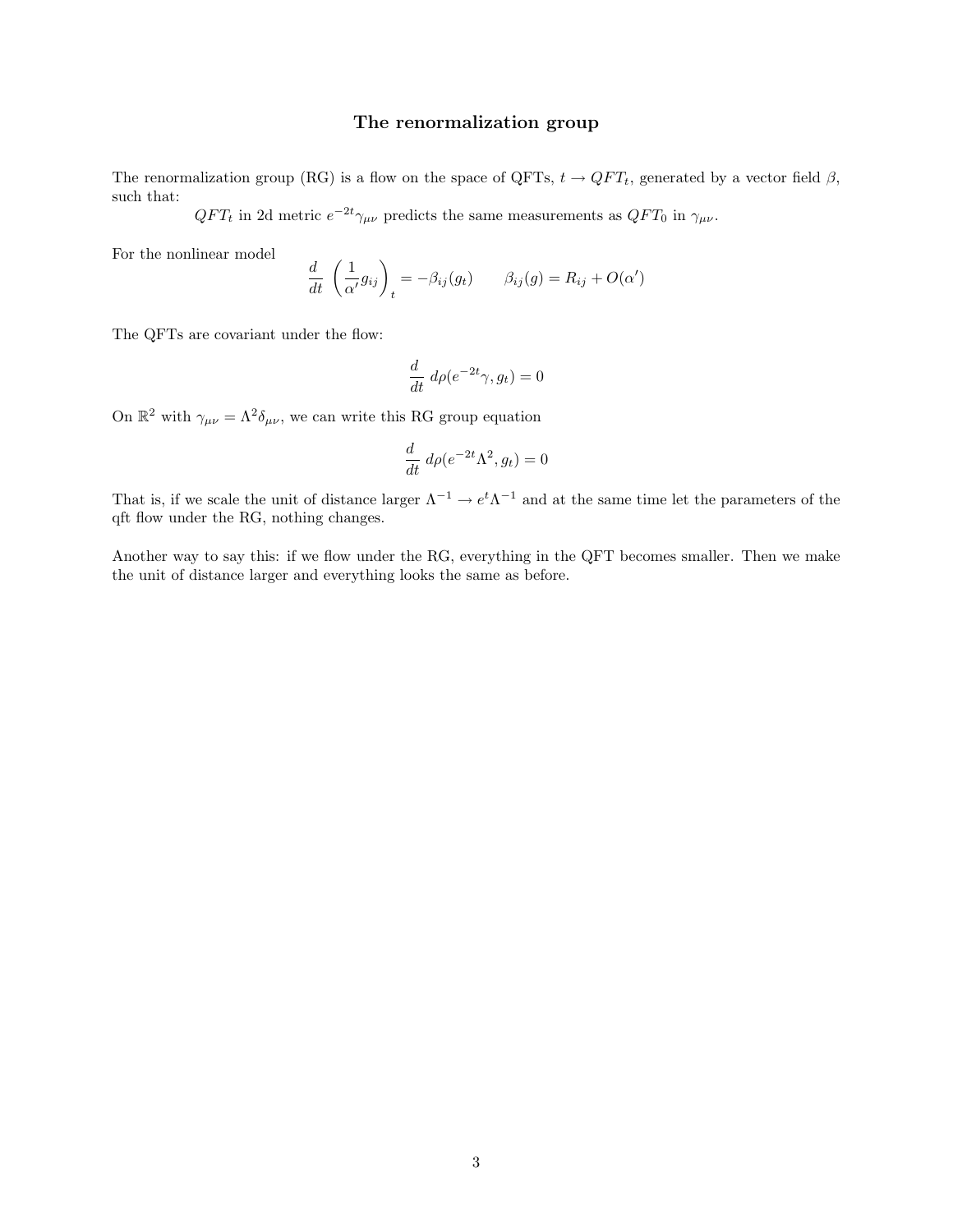# The renormalization group

The renormalization group (RG) is a flow on the space of QFTs, $t \to QFT_t$, generated by a vector field $\beta$, such that:

$QFT_t$ in 2d metric $e^{-2t}\gamma_{\mu\nu}$ predicts the same measurements as $QFT_0$ in $\gamma_{\mu\nu}$.

For the nonlinear model

$$\frac{d}{dt}\left(\frac{1}{\alpha'}g_{ij}\right)_t = -\beta_{ij}(g_t) \qquad \beta_{ij}(g) = R_{ij} + O(\alpha')$$

The QFTs are covariant under the flow:

$$\frac{d}{dt}\, d\rho(e^{-2t}\gamma, g_t) = 0$$

On $\mathbb{R}^2$ with $\gamma_{\mu\nu} = \Lambda^2 \delta_{\mu\nu}$, we can write this RG group equation

$$\frac{d}{dt}\, d\rho(e^{-2t}\Lambda^2, g_t) = 0$$

That is, if we scale the unit of distance larger $\Lambda^{-1} \to e^t \Lambda^{-1}$ and at the same time let the parameters of the qft flow under the RG, nothing changes.

Another way to say this: if we flow under the RG, everything in the QFT becomes smaller. Then we make the unit of distance larger and everything looks the same as before.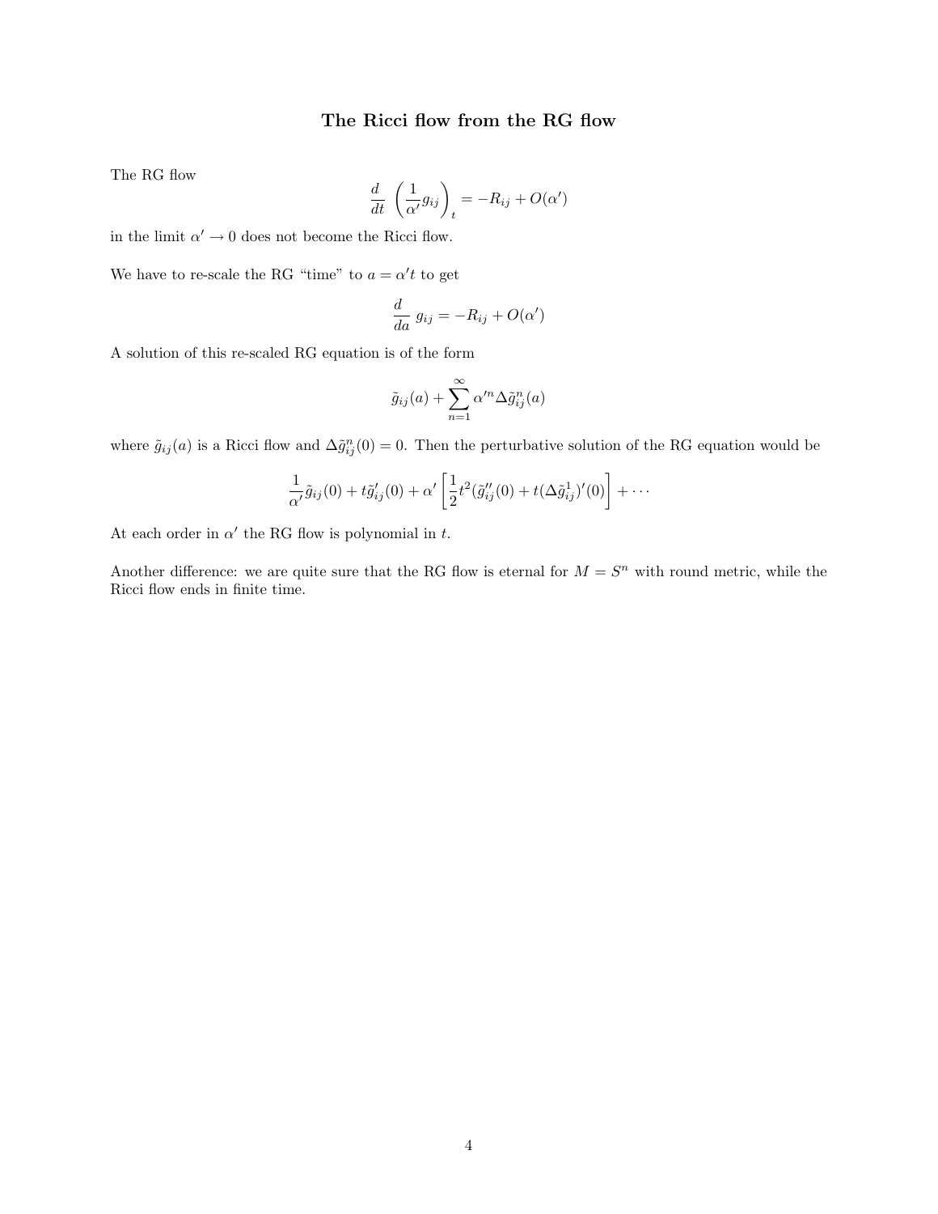# The Ricci flow from the RG flow

The RG flow

$$\frac{d}{dt}\left(\frac{1}{\alpha'}g_{ij}\right)_t = -R_{ij} + O(\alpha')$$

in the limit $\alpha' \to 0$ does not become the Ricci flow.

We have to re-scale the RG "time" to $a = \alpha' t$ to get

$$\frac{d}{da}\, g_{ij} = -R_{ij} + O(\alpha')$$

A solution of this re-scaled RG equation is of the form

$$\tilde{g}_{ij}(a) + \sum_{n=1}^{\infty} \alpha'^n \Delta\tilde{g}^n_{ij}(a)$$

where $\tilde{g}_{ij}(a)$ is a Ricci flow and $\Delta\tilde{g}^n_{ij}(0) = 0$. Then the perturbative solution of the RG equation would be

$$\frac{1}{\alpha'}\tilde{g}_{ij}(0) + t\tilde{g}'_{ij}(0) + \alpha'\left[\frac{1}{2}t^2(\tilde{g}''_{ij}(0) + t(\Delta\tilde{g}^1_{ij})'(0)\right] + \cdots$$

At each order in $\alpha'$ the RG flow is polynomial in $t$.

Another difference: we are quite sure that the RG flow is eternal for $M = S^n$ with round metric, while the Ricci flow ends in finite time.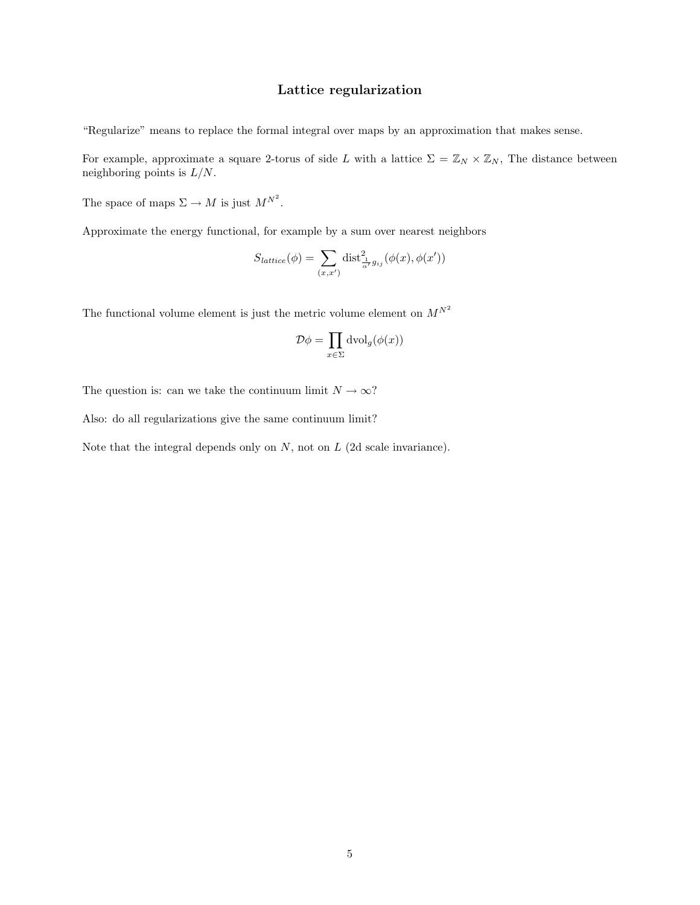## Lattice regularization

"Regularize" means to replace the formal integral over maps by an approximation that makes sense.

For example, approximate a square 2-torus of side $L$ with a lattice $\Sigma = \mathbb{Z}_N \times \mathbb{Z}_N$, The distance between neighboring points is $L/N$.

The space of maps $\Sigma \to M$ is just $M^{N^2}$.

Approximate the energy functional, for example by a sum over nearest neighbors

$$S_{lattice}(\phi) = \sum_{(x,x')} \text{dist}^2_{\frac{1}{\alpha'} g_{ij}}(\phi(x), \phi(x'))$$

The functional volume element is just the metric volume element on $M^{N^2}$

$$\mathcal{D}\phi = \prod_{x \in \Sigma} \text{dvol}_g(\phi(x))$$

The question is: can we take the continuum limit $N \to \infty$?

Also: do all regularizations give the same continuum limit?

Note that the integral depends only on $N$, not on $L$ (2d scale invariance).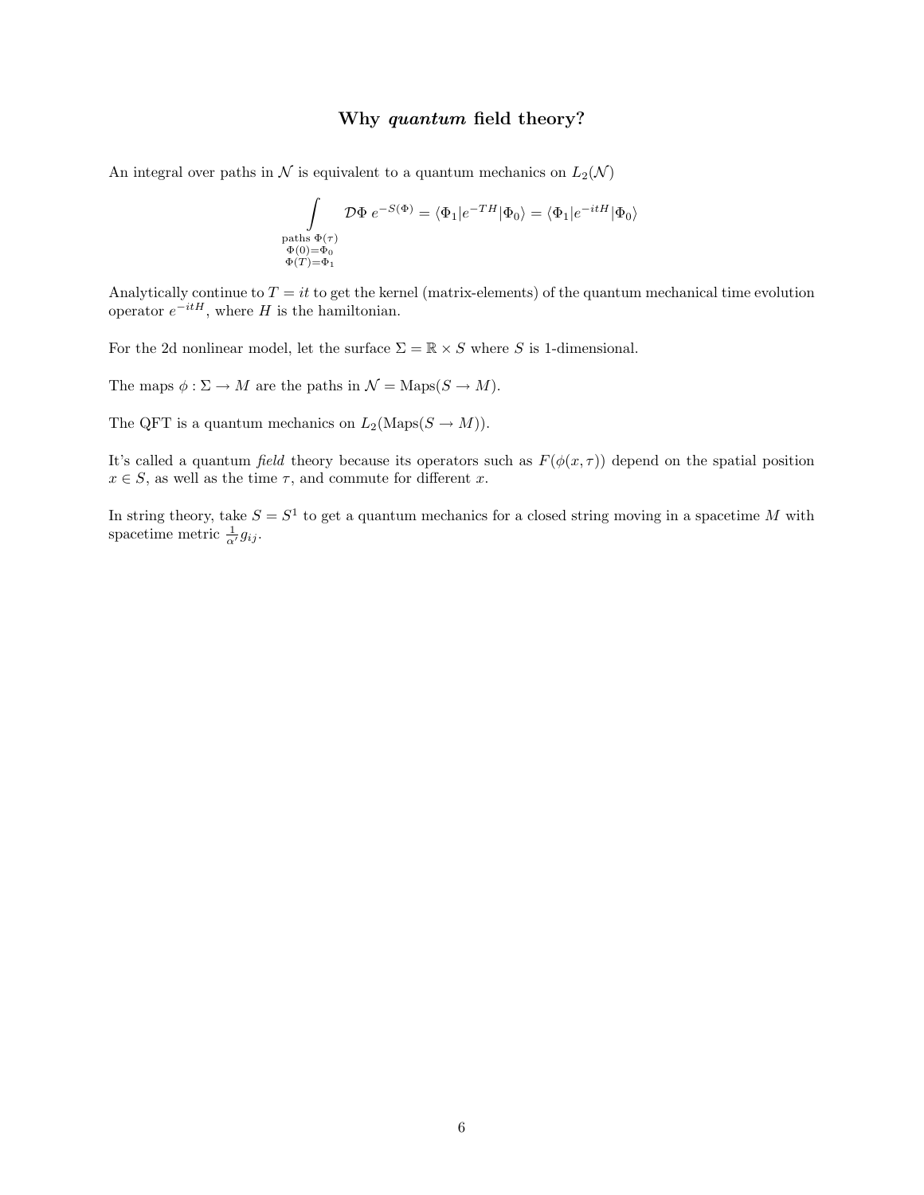## Why *quantum* field theory?

An integral over paths in $\mathcal{N}$ is equivalent to a quantum mechanics on $L_2(\mathcal{N})$

$$\int_{\substack{\text{paths } \Phi(\tau) \\ \Phi(0)=\Phi_0 \\ \Phi(T)=\Phi_1}} \mathcal{D}\Phi \; e^{-S(\Phi)} = \langle \Phi_1 | e^{-TH} | \Phi_0 \rangle = \langle \Phi_1 | e^{-itH} | \Phi_0 \rangle$$

Analytically continue to $T = it$ to get the kernel (matrix-elements) of the quantum mechanical time evolution operator $e^{-itH}$, where $H$ is the hamiltonian.

For the 2d nonlinear model, let the surface $\Sigma = \mathbb{R} \times S$ where $S$ is 1-dimensional.

The maps $\phi : \Sigma \to M$ are the paths in $\mathcal{N} = \text{Maps}(S \to M)$.

The QFT is a quantum mechanics on $L_2(\text{Maps}(S \to M))$.

It's called a quantum *field* theory because its operators such as $F(\phi(x, \tau))$ depend on the spatial position $x \in S$, as well as the time $\tau$, and commute for different $x$.

In string theory, take $S = S^1$ to get a quantum mechanics for a closed string moving in a spacetime $M$ with spacetime metric $\frac{1}{\alpha'} g_{ij}$.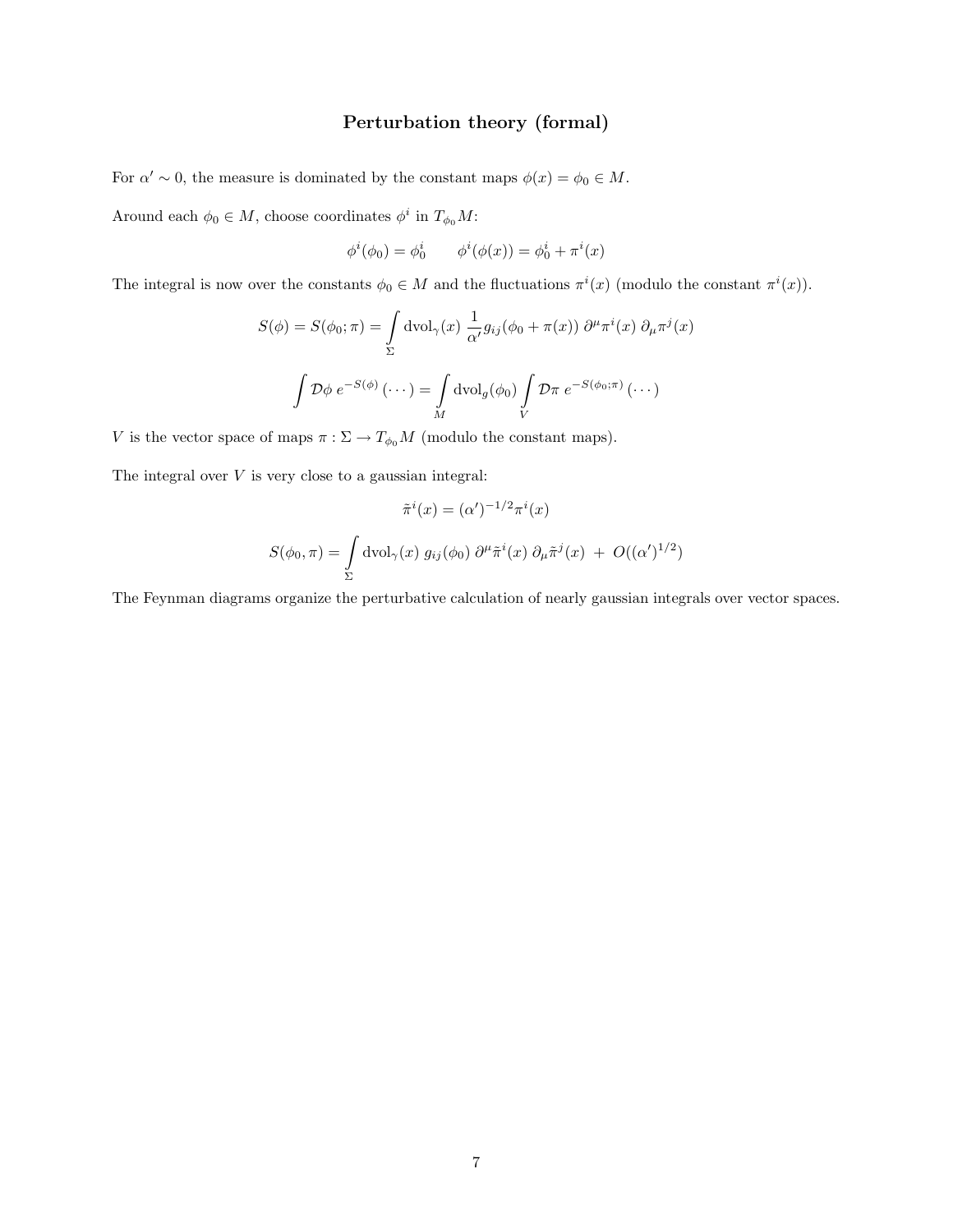## Perturbation theory (formal)

For $\alpha' \sim 0$, the measure is dominated by the constant maps $\phi(x) = \phi_0 \in M$.

Around each $\phi_0 \in M$, choose coordinates $\phi^i$ in $T_{\phi_0}M$:

$$\phi^i(\phi_0) = \phi_0^i \qquad \phi^i(\phi(x)) = \phi_0^i + \pi^i(x)$$

The integral is now over the constants $\phi_0 \in M$ and the fluctuations $\pi^i(x)$ (modulo the constant $\pi^i(x)$).

$$S(\phi) = S(\phi_0;\pi) = \int_\Sigma \mathrm{dvol}_\gamma(x)\; \frac{1}{\alpha'} g_{ij}(\phi_0 + \pi(x))\; \partial^\mu \pi^i(x)\; \partial_\mu \pi^j(x)$$

$$\int \mathcal{D}\phi\; e^{-S(\phi)}\,(\cdots) = \int_M \mathrm{dvol}_g(\phi_0) \int_V \mathcal{D}\pi\; e^{-S(\phi_0;\pi)}\,(\cdots)$$

$V$ is the vector space of maps $\pi : \Sigma \to T_{\phi_0}M$ (modulo the constant maps).

The integral over $V$ is very close to a gaussian integral:

$$\tilde{\pi}^i(x) = (\alpha')^{-1/2}\pi^i(x)$$

$$S(\phi_0,\pi) = \int_\Sigma \mathrm{dvol}_\gamma(x)\; g_{ij}(\phi_0)\; \partial^\mu \tilde{\pi}^i(x)\; \partial_\mu \tilde{\pi}^j(x) \;+\; O((\alpha')^{1/2})$$

The Feynman diagrams organize the perturbative calculation of nearly gaussian integrals over vector spaces.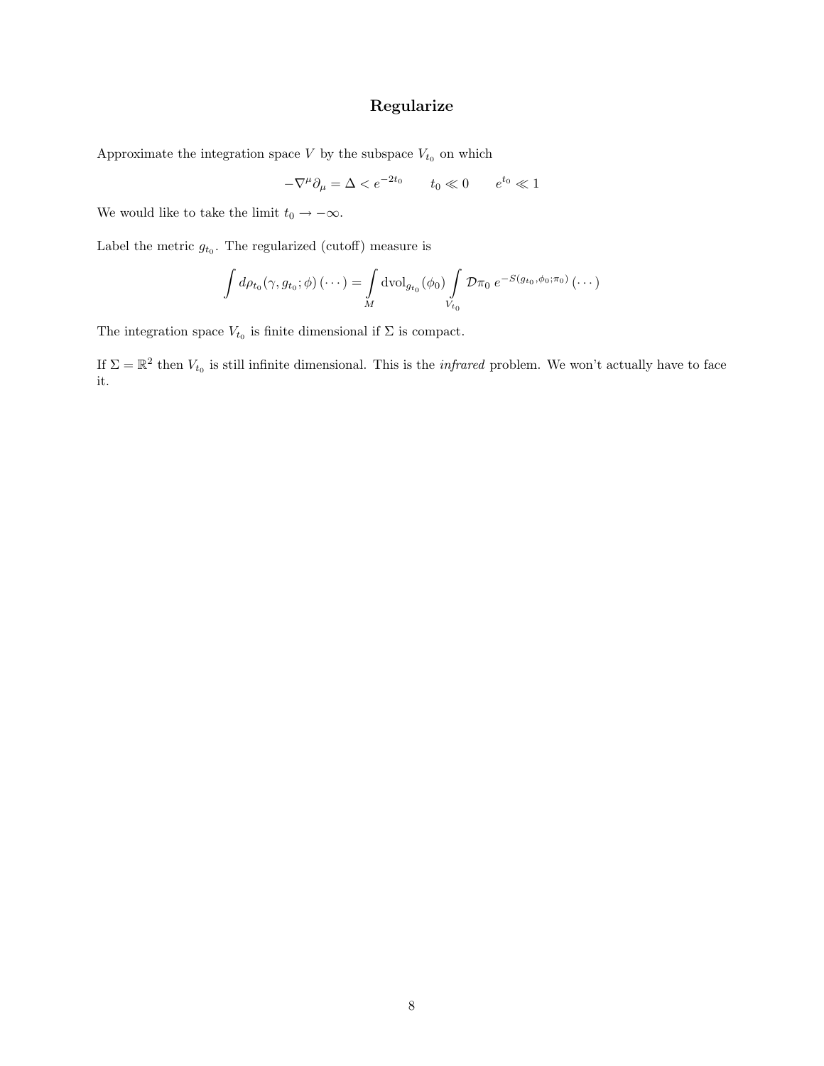# Regularize

Approximate the integration space $V$ by the subspace $V_{t_0}$ on which

$$-\nabla^\mu \partial_\mu = \Delta < e^{-2t_0} \qquad t_0 \ll 0 \qquad e^{t_0} \ll 1$$

We would like to take the limit $t_0 \to -\infty$.

Label the metric $g_{t_0}$. The regularized (cutoff) measure is

$$\int d\rho_{t_0}(\gamma, g_{t_0}; \phi)\,(\cdots) = \int_M \mathrm{dvol}_{g_{t_0}}(\phi_0) \int_{V_{t_0}} \mathcal{D}\pi_0 \; e^{-S(g_{t_0}, \phi_0; \pi_0)}\,(\cdots)$$

The integration space $V_{t_0}$ is finite dimensional if $\Sigma$ is compact.

If $\Sigma = \mathbb{R}^2$ then $V_{t_0}$ is still infinite dimensional. This is the *infrared* problem. We won't actually have to face it.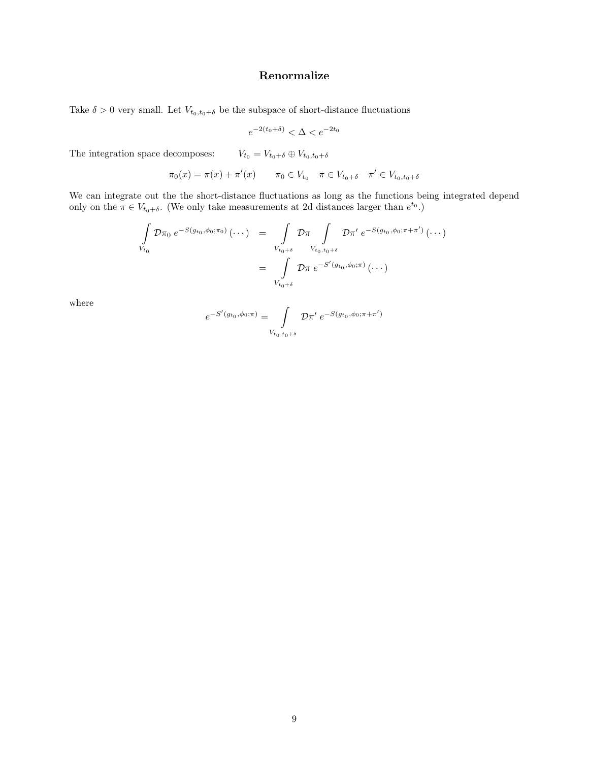## Renormalize

Take $\delta > 0$ very small. Let $V_{t_0,t_0+\delta}$ be the subspace of short-distance fluctuations

$$e^{-2(t_0+\delta)} < \Delta < e^{-2t_0}$$

The integration space decomposes: $\qquad V_{t_0} = V_{t_0+\delta} \oplus V_{t_0,t_0+\delta}$

$$\pi_0(x) = \pi(x) + \pi'(x) \qquad \pi_0 \in V_{t_0} \quad \pi \in V_{t_0+\delta} \quad \pi' \in V_{t_0,t_0+\delta}$$

We can integrate out the the short-distance fluctuations as long as the functions being integrated depend only on the $\pi \in V_{t_0+\delta}$. (We only take measurements at 2d distances larger than $e^{t_0}$.)

$$\begin{aligned}
\int\limits_{V_{t_0}} \mathcal{D}\pi_0 \, e^{-S(g_{t_0},\phi_0;\pi_0)} \, (\cdots) &= \int\limits_{V_{t_0+\delta}} \mathcal{D}\pi \int\limits_{V_{t_0,t_0+\delta}} \mathcal{D}\pi' \, e^{-S(g_{t_0},\phi_0;\pi+\pi')} \, (\cdots) \\
&= \int\limits_{V_{t_0+\delta}} \mathcal{D}\pi \, e^{-S'(g_{t_0},\phi_0;\pi)} \, (\cdots)
\end{aligned}$$

where

$$e^{-S'(g_{t_0},\phi_0;\pi)} = \int\limits_{V_{t_0,t_0+\delta}} \mathcal{D}\pi' \, e^{-S(g_{t_0},\phi_0;\pi+\pi')}$$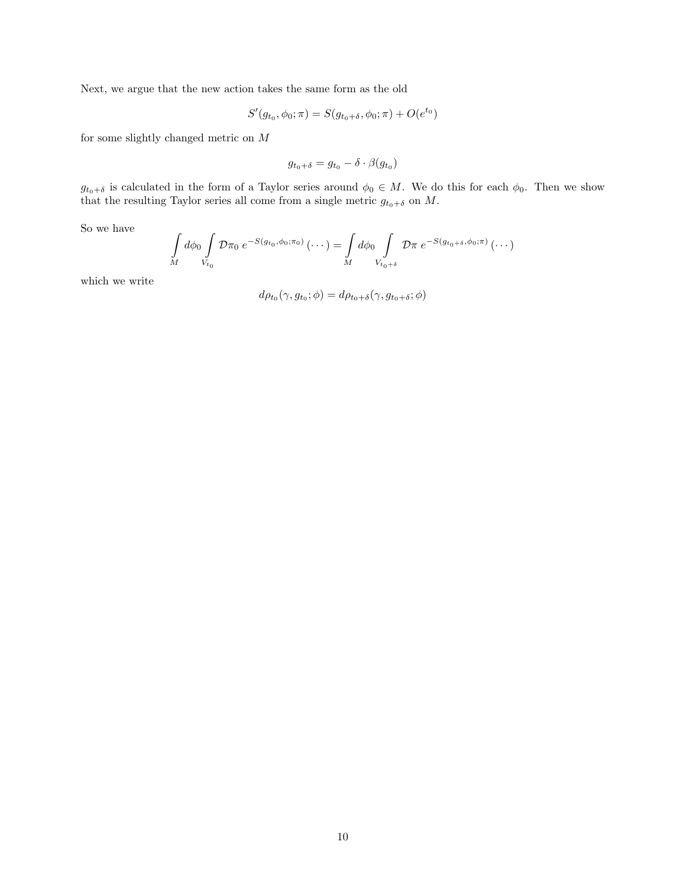Next, we argue that the new action takes the same form as the old

$$S'(g_{t_0}, \phi_0; \pi) = S(g_{t_0+\delta}, \phi_0; \pi) + O(e^{t_0})$$

for some slightly changed metric on $M$

$$g_{t_0+\delta} = g_{t_0} - \delta \cdot \beta(g_{t_0})$$

$g_{t_0+\delta}$ is calculated in the form of a Taylor series around $\phi_0 \in M$. We do this for each $\phi_0$. Then we show that the resulting Taylor series all come from a single metric $g_{t_0+\delta}$ on $M$.

So we have

$$\int_M d\phi_0 \int_{V_{t_0}} \mathcal{D}\pi_0 \; e^{-S(g_{t_0}, \phi_0; \pi_0)} \, (\cdots) = \int_M d\phi_0 \int_{V_{t_0+\delta}} \mathcal{D}\pi \; e^{-S(g_{t_0+\delta}, \phi_0; \pi)} \, (\cdots)$$

which we write

$$d\rho_{t_0}(\gamma, g_{t_0}; \phi) = d\rho_{t_0+\delta}(\gamma, g_{t_0+\delta}; \phi)$$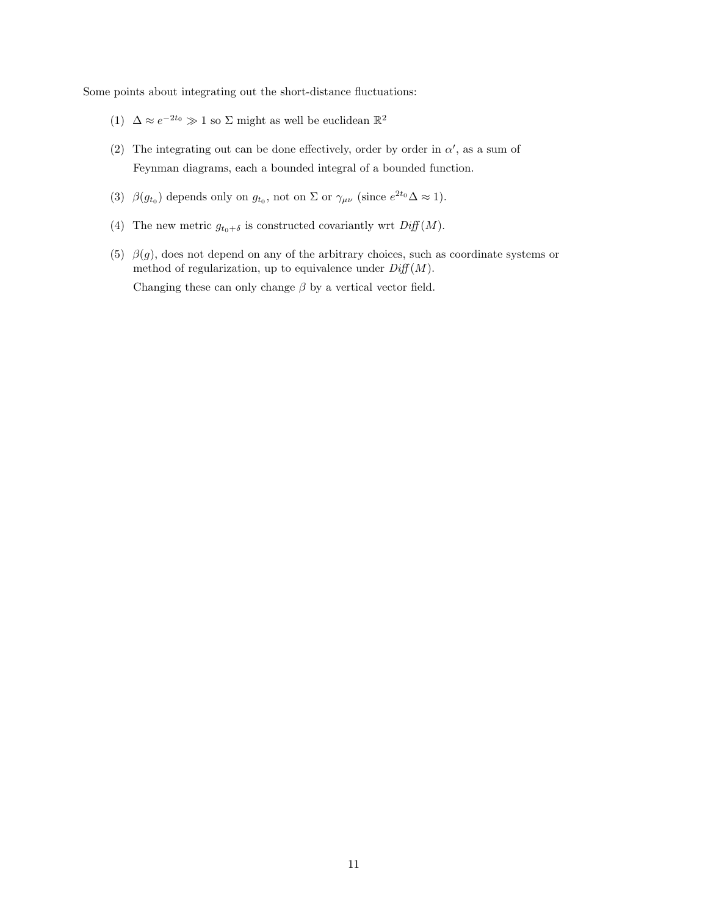Some points about integrating out the short-distance fluctuations:

(1) $\Delta \approx e^{-2t_0} \gg 1$ so $\Sigma$ might as well be euclidean $\mathbb{R}^2$

(2) The integrating out can be done effectively, order by order in $\alpha'$, as a sum of Feynman diagrams, each a bounded integral of a bounded function.

(3) $\beta(g_{t_0})$ depends only on $g_{t_0}$, not on $\Sigma$ or $\gamma_{\mu\nu}$ (since $e^{2t_0}\Delta \approx 1$).

(4) The new metric $g_{t_0+\delta}$ is constructed covariantly wrt *Diff*$(M)$.

(5) $\beta(g)$, does not depend on any of the arbitrary choices, such as coordinate systems or method of regularization, up to equivalence under *Diff*$(M)$.

Changing these can only change $\beta$ by a vertical vector field.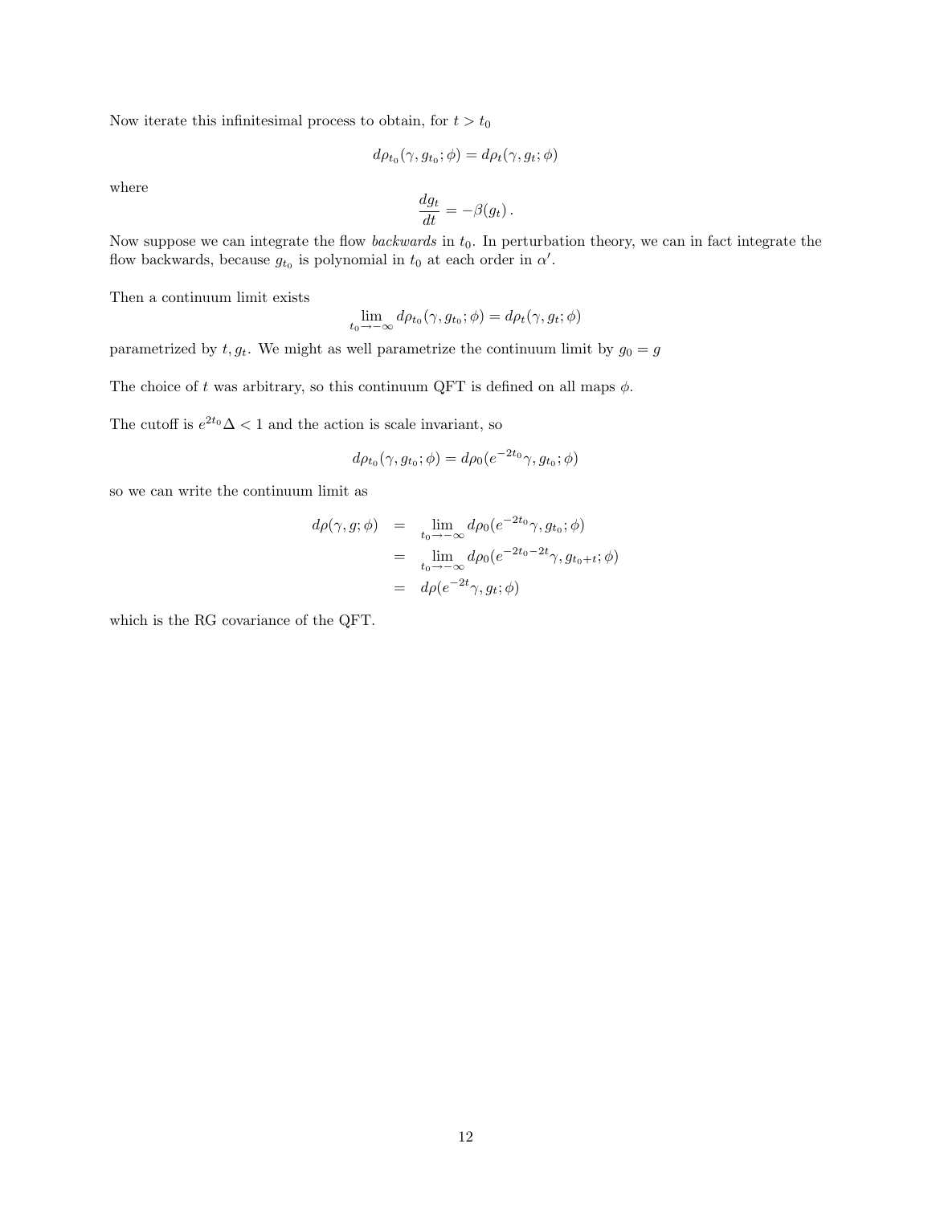Now iterate this infinitesimal process to obtain, for $t > t_0$

$$d\rho_{t_0}(\gamma, g_{t_0}; \phi) = d\rho_t(\gamma, g_t; \phi)$$

where

$$\frac{dg_t}{dt} = -\beta(g_t)\,.$$

Now suppose we can integrate the flow *backwards* in $t_0$. In perturbation theory, we can in fact integrate the flow backwards, because $g_{t_0}$ is polynomial in $t_0$ at each order in $\alpha'$.

Then a continuum limit exists

$$\lim_{t_0 \to -\infty} d\rho_{t_0}(\gamma, g_{t_0}; \phi) = d\rho_t(\gamma, g_t; \phi)$$

parametrized by $t, g_t$. We might as well parametrize the continuum limit by $g_0 = g$

The choice of $t$ was arbitrary, so this continuum QFT is defined on all maps $\phi$.

The cutoff is $e^{2t_0}\Delta < 1$ and the action is scale invariant, so

$$d\rho_{t_0}(\gamma, g_{t_0}; \phi) = d\rho_0(e^{-2t_0}\gamma, g_{t_0}; \phi)$$

so we can write the continuum limit as

$$\begin{aligned}
d\rho(\gamma, g; \phi) &= \lim_{t_0 \to -\infty} d\rho_0(e^{-2t_0}\gamma, g_{t_0}; \phi) \\
&= \lim_{t_0 \to -\infty} d\rho_0(e^{-2t_0-2t}\gamma, g_{t_0+t}; \phi) \\
&= d\rho(e^{-2t}\gamma, g_t; \phi)
\end{aligned}$$

which is the RG covariance of the QFT.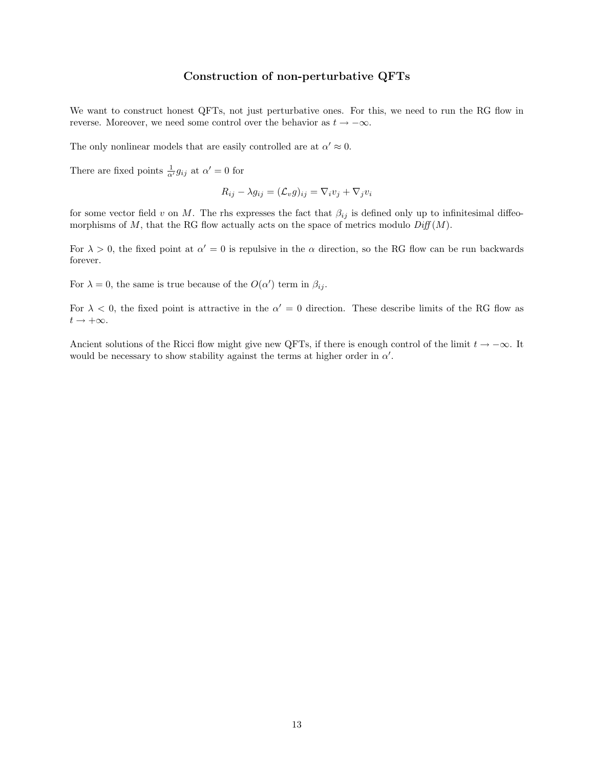## Construction of non-perturbative QFTs

We want to construct honest QFTs, not just perturbative ones. For this, we need to run the RG flow in reverse. Moreover, we need some control over the behavior as $t \to -\infty$.

The only nonlinear models that are easily controlled are at $\alpha' \approx 0$.

There are fixed points $\frac{1}{\alpha'} g_{ij}$ at $\alpha' = 0$ for

$$R_{ij} - \lambda g_{ij} = (\mathcal{L}_v g)_{ij} = \nabla_i v_j + \nabla_j v_i$$

for some vector field $v$ on $M$. The rhs expresses the fact that $\beta_{ij}$ is defined only up to infinitesimal diffeomorphisms of $M$, that the RG flow actually acts on the space of metrics modulo *Diff*$(M)$.

For $\lambda > 0$, the fixed point at $\alpha' = 0$ is repulsive in the $\alpha$ direction, so the RG flow can be run backwards forever.

For $\lambda = 0$, the same is true because of the $O(\alpha')$ term in $\beta_{ij}$.

For $\lambda < 0$, the fixed point is attractive in the $\alpha' = 0$ direction. These describe limits of the RG flow as $t \to +\infty$.

Ancient solutions of the Ricci flow might give new QFTs, if there is enough control of the limit $t \to -\infty$. It would be necessary to show stability against the terms at higher order in $\alpha'$.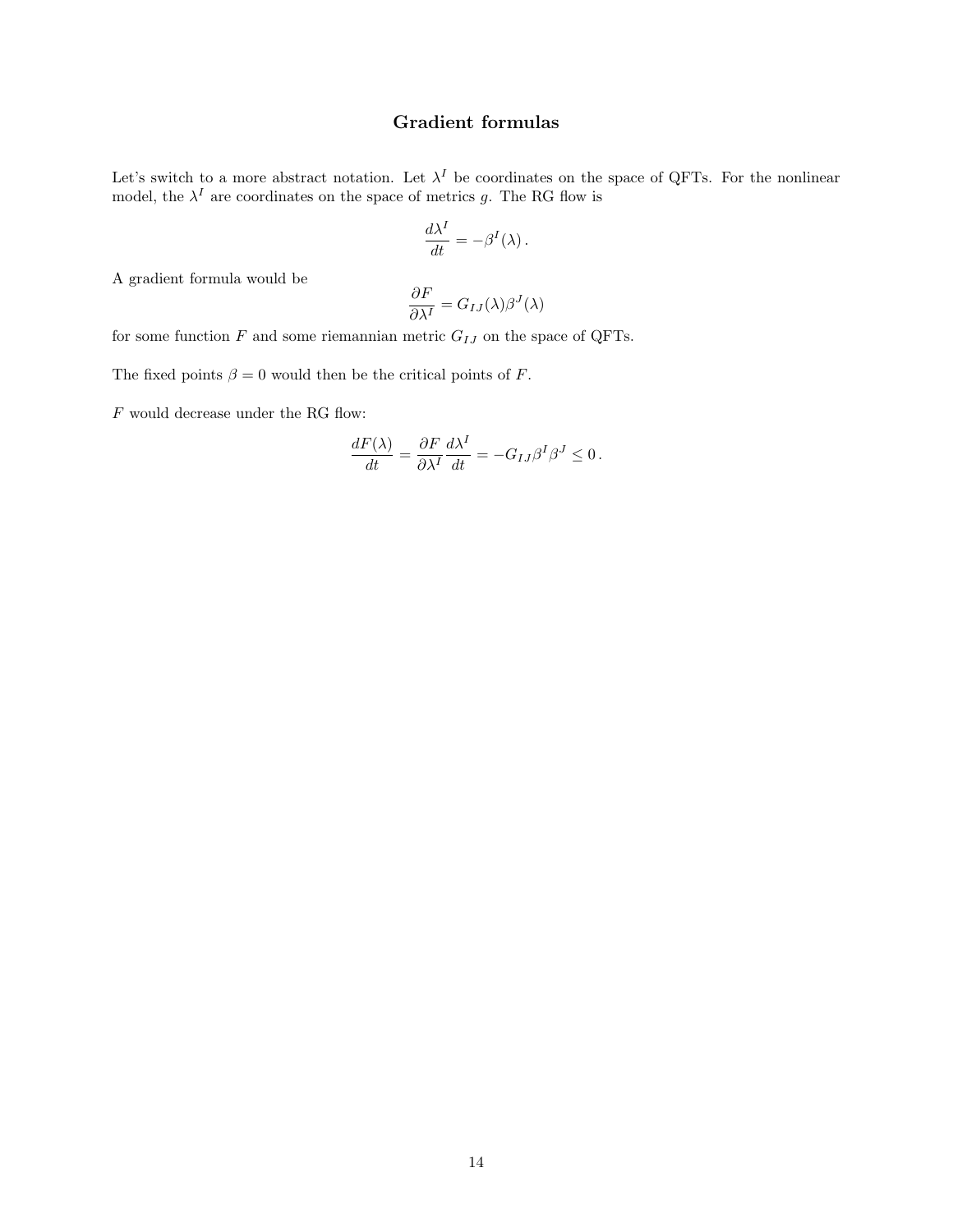## Gradient formulas

Let's switch to a more abstract notation. Let $\lambda^I$ be coordinates on the space of QFTs. For the nonlinear model, the $\lambda^I$ are coordinates on the space of metrics $g$. The RG flow is

$$\frac{d\lambda^I}{dt} = -\beta^I(\lambda)\,.$$

A gradient formula would be

$$\frac{\partial F}{\partial \lambda^I} = G_{IJ}(\lambda)\beta^J(\lambda)$$

for some function $F$ and some riemannian metric $G_{IJ}$ on the space of QFTs.

The fixed points $\beta = 0$ would then be the critical points of $F$.

$F$ would decrease under the RG flow:

$$\frac{dF(\lambda)}{dt} = \frac{\partial F}{\partial \lambda^I}\frac{d\lambda^I}{dt} = -G_{IJ}\beta^I\beta^J \leq 0\,.$$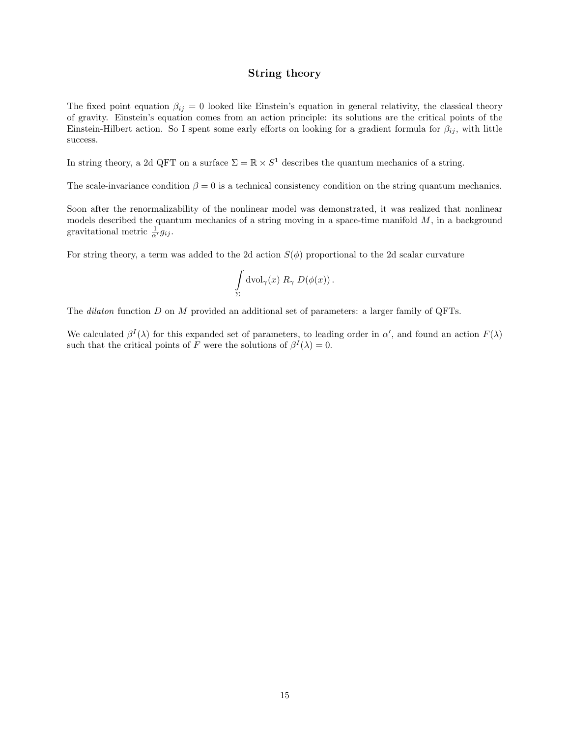## String theory

The fixed point equation $\beta_{ij} = 0$ looked like Einstein's equation in general relativity, the classical theory of gravity. Einstein's equation comes from an action principle: its solutions are the critical points of the Einstein-Hilbert action. So I spent some early efforts on looking for a gradient formula for $\beta_{ij}$, with little success.

In string theory, a 2d QFT on a surface $\Sigma = \mathbb{R} \times S^1$ describes the quantum mechanics of a string.

The scale-invariance condition $\beta = 0$ is a technical consistency condition on the string quantum mechanics.

Soon after the renormalizability of the nonlinear model was demonstrated, it was realized that nonlinear models described the quantum mechanics of a string moving in a space-time manifold $M$, in a background gravitational metric $\frac{1}{\alpha'} g_{ij}$.

For string theory, a term was added to the 2d action $S(\phi)$ proportional to the 2d scalar curvature

$$\int_{\Sigma} \mathrm{dvol}_\gamma(x) \; R_\gamma \; D(\phi(x))\,.$$

The *dilaton* function $D$ on $M$ provided an additional set of parameters: a larger family of QFTs.

We calculated $\beta^I(\lambda)$ for this expanded set of parameters, to leading order in $\alpha'$, and found an action $F(\lambda)$ such that the critical points of $F$ were the solutions of $\beta^I(\lambda) = 0$.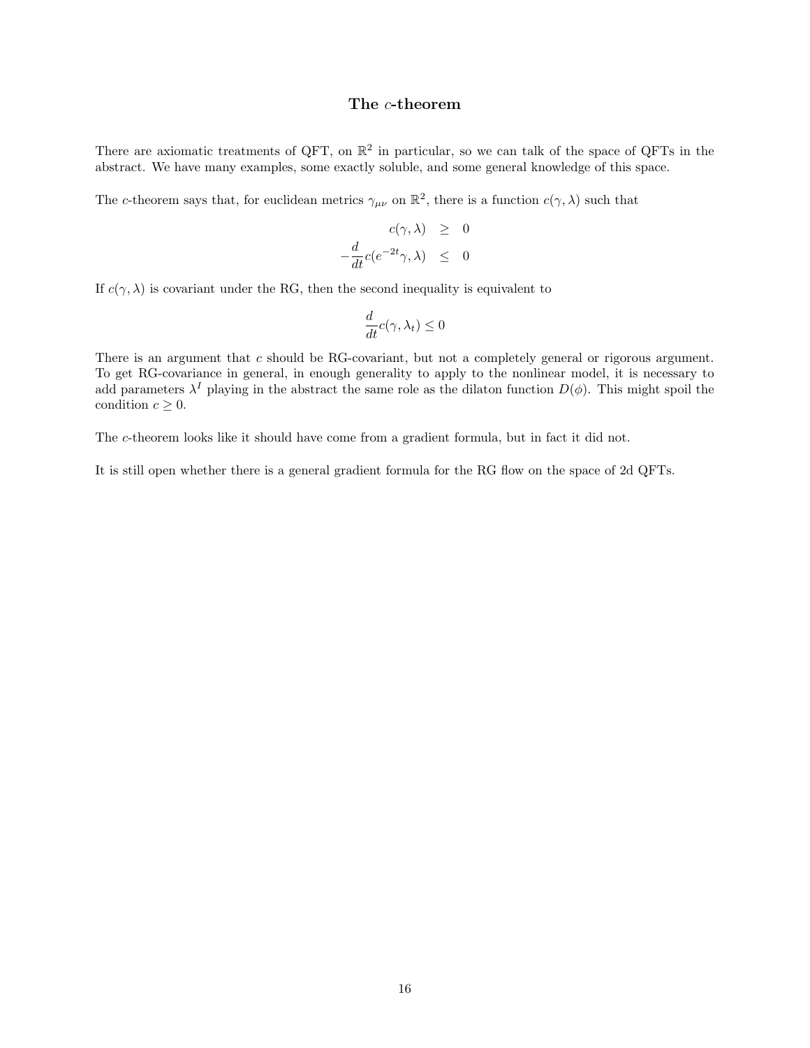## The $c$-theorem

There are axiomatic treatments of QFT, on $\mathbb{R}^2$ in particular, so we can talk of the space of QFTs in the abstract. We have many examples, some exactly soluble, and some general knowledge of this space.

The $c$-theorem says that, for euclidean metrics $\gamma_{\mu\nu}$ on $\mathbb{R}^2$, there is a function $c(\gamma, \lambda)$ such that

$$
\begin{aligned}
c(\gamma, \lambda) &\geq 0 \\
-\frac{d}{dt} c(e^{-2t}\gamma, \lambda) &\leq 0
\end{aligned}
$$

If $c(\gamma, \lambda)$ is covariant under the RG, then the second inequality is equivalent to

$$
\frac{d}{dt} c(\gamma, \lambda_t) \leq 0
$$

There is an argument that $c$ should be RG-covariant, but not a completely general or rigorous argument. To get RG-covariance in general, in enough generality to apply to the nonlinear model, it is necessary to add parameters $\lambda^I$ playing in the abstract the same role as the dilaton function $D(\phi)$. This might spoil the condition $c \geq 0$.

The $c$-theorem looks like it should have come from a gradient formula, but in fact it did not.

It is still open whether there is a general gradient formula for the RG flow on the space of 2d QFTs.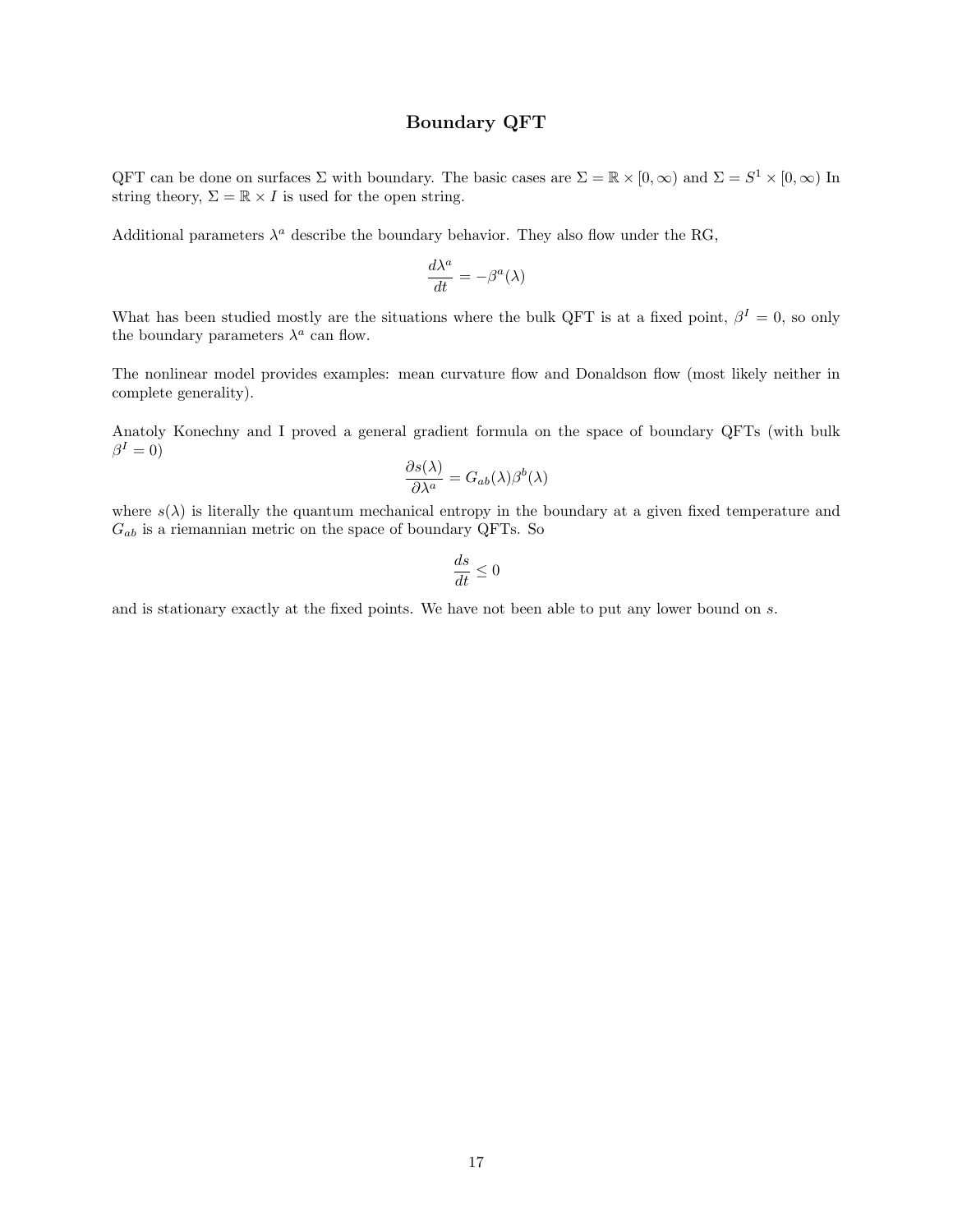# Boundary QFT

QFT can be done on surfaces $\Sigma$ with boundary. The basic cases are $\Sigma = \mathbb{R} \times [0, \infty)$ and $\Sigma = S^1 \times [0, \infty)$ In string theory, $\Sigma = \mathbb{R} \times I$ is used for the open string.

Additional parameters $\lambda^a$ describe the boundary behavior. They also flow under the RG,

$$\frac{d\lambda^a}{dt} = -\beta^a(\lambda)$$

What has been studied mostly are the situations where the bulk QFT is at a fixed point, $\beta^I = 0$, so only the boundary parameters $\lambda^a$ can flow.

The nonlinear model provides examples: mean curvature flow and Donaldson flow (most likely neither in complete generality).

Anatoly Konechny and I proved a general gradient formula on the space of boundary QFTs (with bulk $\beta^I = 0$)

$$\frac{\partial s(\lambda)}{\partial \lambda^a} = G_{ab}(\lambda)\beta^b(\lambda)$$

where $s(\lambda)$ is literally the quantum mechanical entropy in the boundary at a given fixed temperature and $G_{ab}$ is a riemannian metric on the space of boundary QFTs. So

$$\frac{ds}{dt} \le 0$$

and is stationary exactly at the fixed points. We have not been able to put any lower bound on $s$.